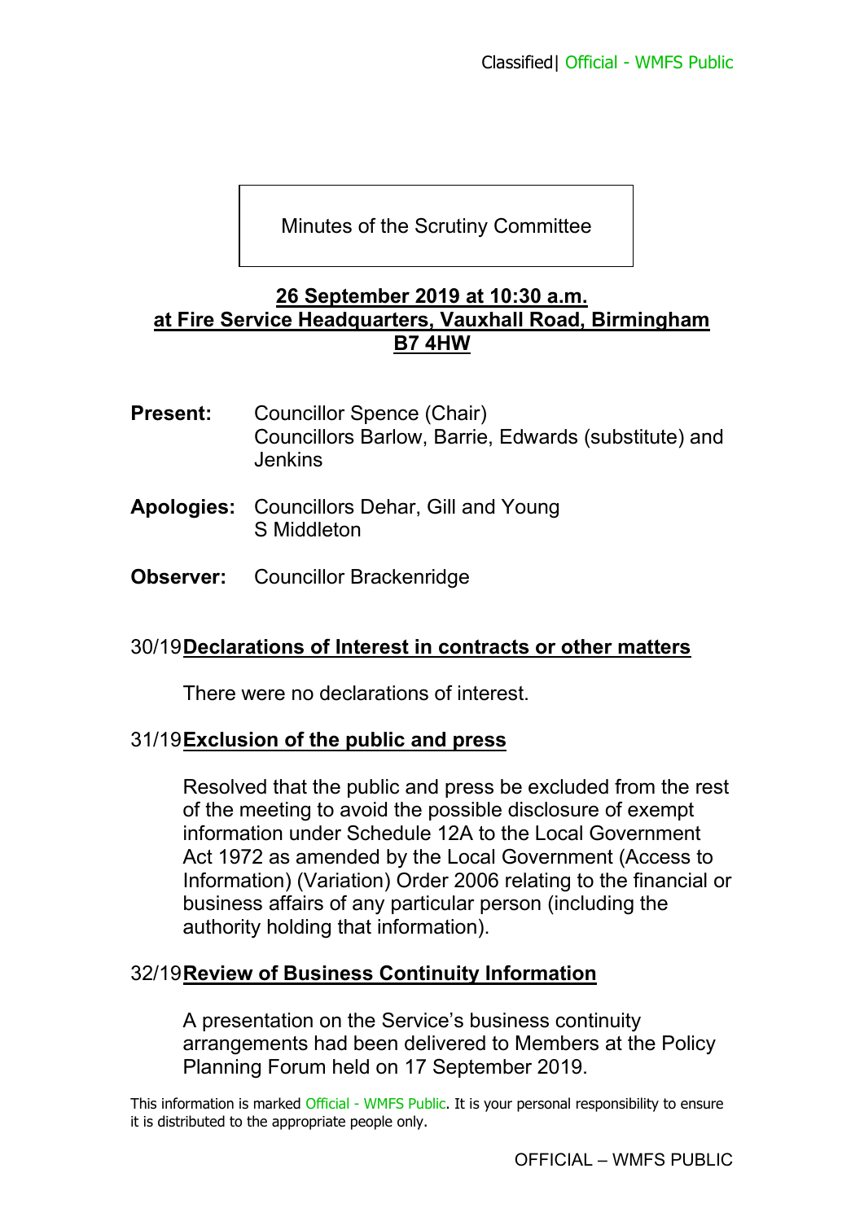# Minutes of the Scrutiny Committee

**26 September 2019 at 10:30 a.m.**
**at Fire Service Headquarters, Vauxhall Road, Birmingham B7 4HW**

**Present:** Councillor Spence (Chair)
Councillors Barlow, Barrie, Edwards (substitute) and Jenkins

**Apologies:** Councillors Dehar, Gill and Young
S Middleton

**Observer:** Councillor Brackenridge

## 30/19 Declarations of Interest in contracts or other matters

There were no declarations of interest.

## 31/19 Exclusion of the public and press

Resolved that the public and press be excluded from the rest of the meeting to avoid the possible disclosure of exempt information under Schedule 12A to the Local Government Act 1972 as amended by the Local Government (Access to Information) (Variation) Order 2006 relating to the financial or business affairs of any particular person (including the authority holding that information).

## 32/19 Review of Business Continuity Information

A presentation on the Service's business continuity arrangements had been delivered to Members at the Policy Planning Forum held on 17 September 2019.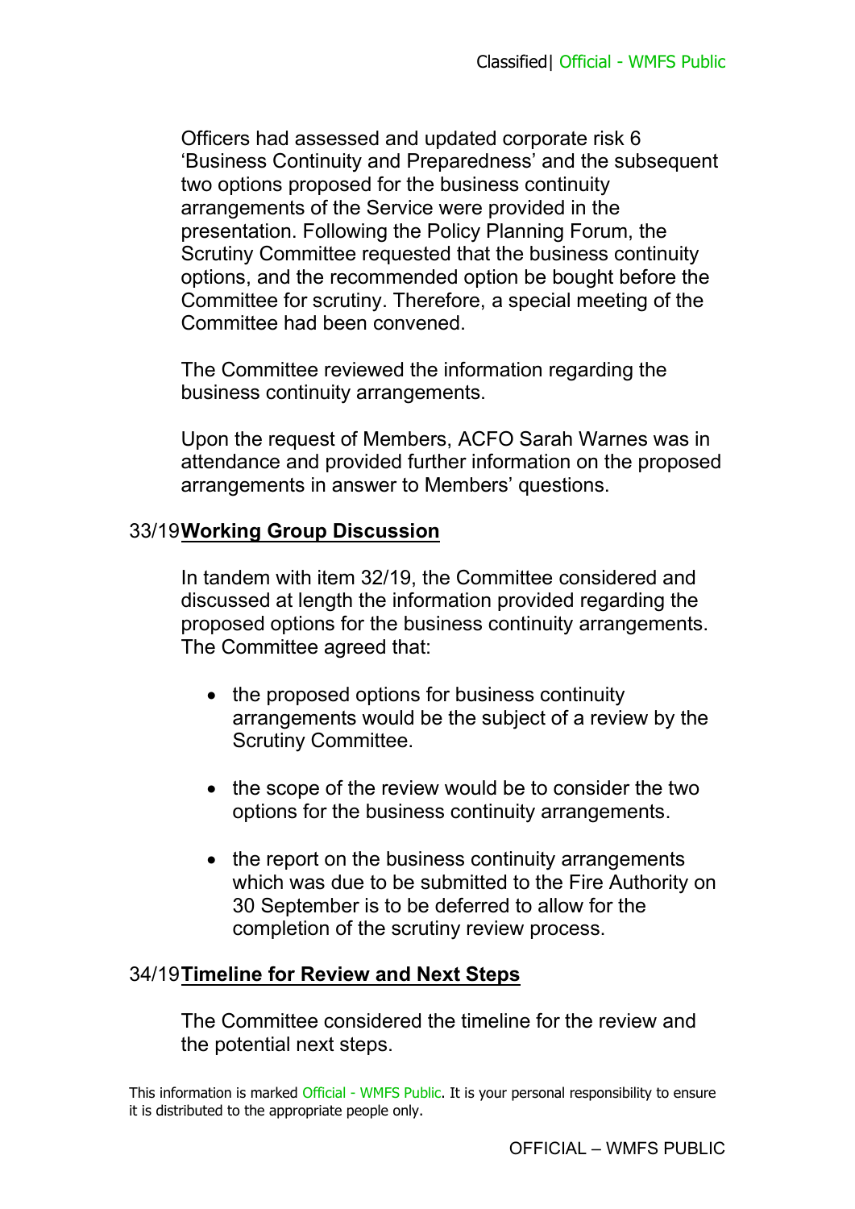Officers had assessed and updated corporate risk 6 'Business Continuity and Preparedness' and the subsequent two options proposed for the business continuity arrangements of the Service were provided in the presentation. Following the Policy Planning Forum, the Scrutiny Committee requested that the business continuity options, and the recommended option be bought before the Committee for scrutiny. Therefore, a special meeting of the Committee had been convened.

The Committee reviewed the information regarding the business continuity arrangements.

Upon the request of Members, ACFO Sarah Warnes was in attendance and provided further information on the proposed arrangements in answer to Members' questions.

## 33/19 **Working Group Discussion**

In tandem with item 32/19, the Committee considered and discussed at length the information provided regarding the proposed options for the business continuity arrangements. The Committee agreed that:

- the proposed options for business continuity arrangements would be the subject of a review by the Scrutiny Committee.

- the scope of the review would be to consider the two options for the business continuity arrangements.

- the report on the business continuity arrangements which was due to be submitted to the Fire Authority on 30 September is to be deferred to allow for the completion of the scrutiny review process.

## 34/19 **Timeline for Review and Next Steps**

The Committee considered the timeline for the review and the potential next steps.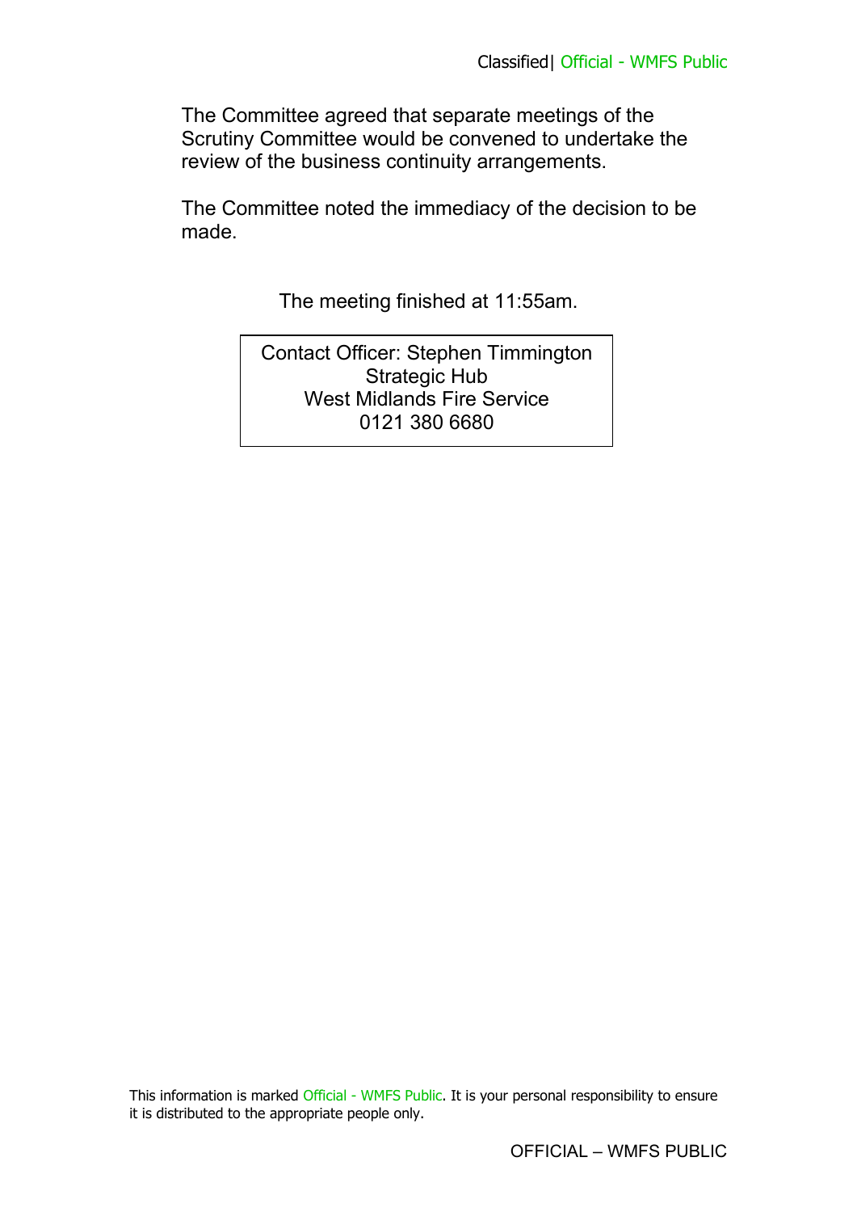The Committee agreed that separate meetings of the Scrutiny Committee would be convened to undertake the review of the business continuity arrangements.

The Committee noted the immediacy of the decision to be made.

The meeting finished at 11:55am.

Contact Officer: Stephen Timmington
Strategic Hub
West Midlands Fire Service
0121 380 6680

This information is marked Official - WMFS Public. It is your personal responsibility to ensure it is distributed to the appropriate people only.